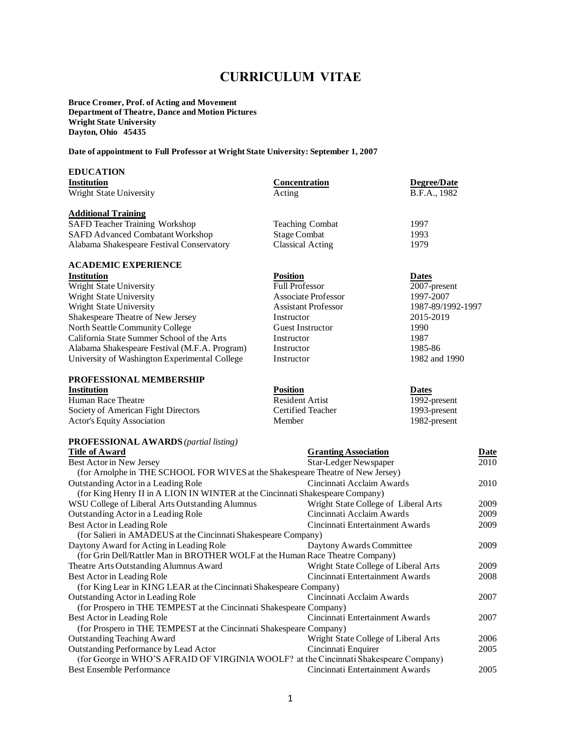# CURRICULUM VITAE

**Bruce Cromer, Prof. of Acting and Movement**
**Department of Theatre, Dance and Motion Pictures**
**Wright State University**
**Dayton, Ohio 45435**

**Date of appointment to Full Professor at Wright State University: September 1, 2007**

## EDUCATION

| Institution | Concentration | Degree/Date |
|---|---|---|
| Wright State University | Acting | B.F.A., 1982 |

### Additional Training

| | | |
|---|---|---|
| SAFD Teacher Training Workshop | Teaching Combat | 1997 |
| SAFD Advanced Combatant Workshop | Stage Combat | 1993 |
| Alabama Shakespeare Festival Conservatory | Classical Acting | 1979 |

## ACADEMIC EXPERIENCE

| Institution | Position | Dates |
|---|---|---|
| Wright State University | Full Professor | 2007-present |
| Wright State University | Associate Professor | 1997-2007 |
| Wright State University | Assistant Professor | 1987-89/1992-1997 |
| Shakespeare Theatre of New Jersey | Instructor | 2015-2019 |
| North Seattle Community College | Guest Instructor | 1990 |
| California State Summer School of the Arts | Instructor | 1987 |
| Alabama Shakespeare Festival (M.F.A. Program) | Instructor | 1985-86 |
| University of Washington Experimental College | Instructor | 1982 and 1990 |

## PROFESSIONAL MEMBERSHIP

| Institution | Position | Dates |
|---|---|---|
| Human Race Theatre | Resident Artist | 1992-present |
| Society of American Fight Directors | Certified Teacher | 1993-present |
| Actor's Equity Association | Member | 1982-present |

## PROFESSIONAL AWARDS *(partial listing)*

| Title of Award | Granting Association | Date |
|---|---|---|
| Best Actor in New Jersey | Star-Ledger Newspaper | 2010 |
| (for Arnolphe in THE SCHOOL FOR WIVES at the Shakespeare Theatre of New Jersey) | | |
| Outstanding Actor in a Leading Role | Cincinnati Acclaim Awards | 2010 |
| (for King Henry II in A LION IN WINTER at the Cincinnati Shakespeare Company) | | |
| WSU College of Liberal Arts Outstanding Alumnus | Wright State College of Liberal Arts | 2009 |
| Outstanding Actor in a Leading Role | Cincinnati Acclaim Awards | 2009 |
| Best Actor in Leading Role | Cincinnati Entertainment Awards | 2009 |
| (for Salieri in AMADEUS at the Cincinnati Shakespeare Company) | | |
| Daytony Award for Acting in Leading Role | Daytony Awards Committee | 2009 |
| (for Grin Dell/Rattler Man in BROTHER WOLF at the Human Race Theatre Company) | | |
| Theatre Arts Outstanding Alumnus Award | Wright State College of Liberal Arts | 2009 |
| Best Actor in Leading Role | Cincinnati Entertainment Awards | 2008 |
| (for King Lear in KING LEAR at the Cincinnati Shakespeare Company) | | |
| Outstanding Actor in Leading Role | Cincinnati Acclaim Awards | 2007 |
| (for Prospero in THE TEMPEST at the Cincinnati Shakespeare Company) | | |
| Best Actor in Leading Role | Cincinnati Entertainment Awards | 2007 |
| (for Prospero in THE TEMPEST at the Cincinnati Shakespeare Company) | | |
| Outstanding Teaching Award | Wright State College of Liberal Arts | 2006 |
| Outstanding Performance by Lead Actor | Cincinnati Enquirer | 2005 |
| (for George in WHO'S AFRAID OF VIRGINIA WOOLF? at the Cincinnati Shakespeare Company) | | |
| Best Ensemble Performance | Cincinnati Entertainment Awards | 2005 |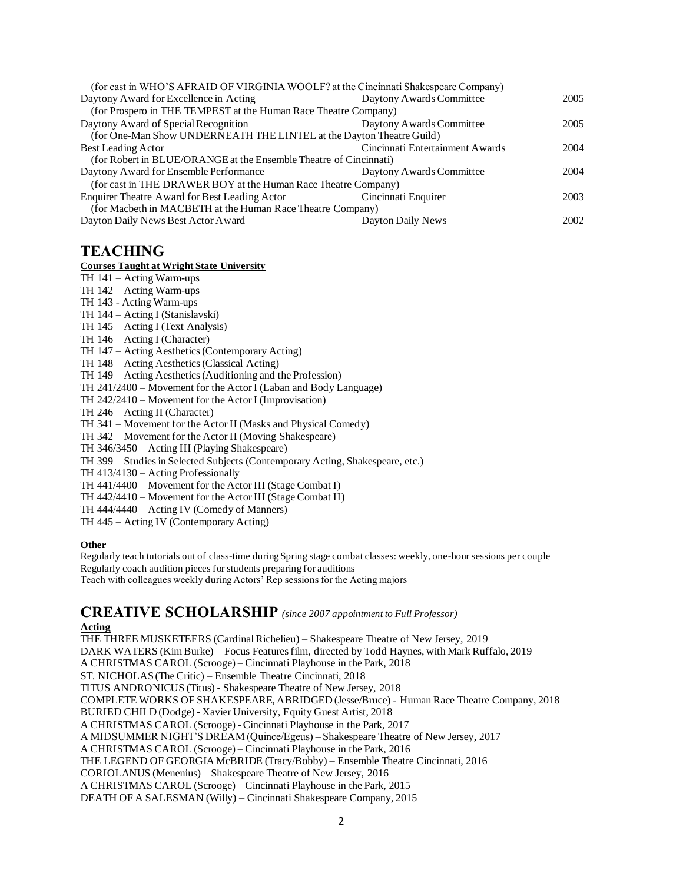(for cast in WHO'S AFRAID OF VIRGINIA WOOLF? at the Cincinnati Shakespeare Company)

| | | |
|---|---|---|
| Daytony Award for Excellence in Acting | Daytony Awards Committee | 2005 |
| (for Prospero in THE TEMPEST at the Human Race Theatre Company) | | |
| Daytony Award of Special Recognition | Daytony Awards Committee | 2005 |
| (for One-Man Show UNDERNEATH THE LINTEL at the Dayton Theatre Guild) | | |
| Best Leading Actor | Cincinnati Entertainment Awards | 2004 |
| (for Robert in BLUE/ORANGE at the Ensemble Theatre of Cincinnati) | | |
| Daytony Award for Ensemble Performance | Daytony Awards Committee | 2004 |
| (for cast in THE DRAWER BOY at the Human Race Theatre Company) | | |
| Enquirer Theatre Award for Best Leading Actor | Cincinnati Enquirer | 2003 |
| (for Macbeth in MACBETH at the Human Race Theatre Company) | | |
| Dayton Daily News Best Actor Award | Dayton Daily News | 2002 |

## TEACHING

**Courses Taught at Wright State University**

TH 141 – Acting Warm-ups
TH 142 – Acting Warm-ups
TH 143 - Acting Warm-ups
TH 144 – Acting I (Stanislavski)
TH 145 – Acting I (Text Analysis)
TH 146 – Acting I (Character)
TH 147 – Acting Aesthetics (Contemporary Acting)
TH 148 – Acting Aesthetics (Classical Acting)
TH 149 – Acting Aesthetics (Auditioning and the Profession)
TH 241/2400 – Movement for the Actor I (Laban and Body Language)
TH 242/2410 – Movement for the Actor I (Improvisation)
TH 246 – Acting II (Character)
TH 341 – Movement for the Actor II (Masks and Physical Comedy)
TH 342 – Movement for the Actor II (Moving Shakespeare)
TH 346/3450 – Acting III (Playing Shakespeare)
TH 399 – Studies in Selected Subjects (Contemporary Acting, Shakespeare, etc.)
TH 413/4130 – Acting Professionally
TH 441/4400 – Movement for the Actor III (Stage Combat I)
TH 442/4410 – Movement for the Actor III (Stage Combat II)
TH 444/4440 – Acting IV (Comedy of Manners)
TH 445 – Acting IV (Contemporary Acting)

**Other**

Regularly teach tutorials out of class-time during Spring stage combat classes: weekly, one-hour sessions per couple
Regularly coach audition pieces for students preparing for auditions
Teach with colleagues weekly during Actors' Rep sessions for the Acting majors

## CREATIVE SCHOLARSHIP *(since 2007 appointment to Full Professor)*

**Acting**

THE THREE MUSKETEERS (Cardinal Richelieu) – Shakespeare Theatre of New Jersey, 2019
DARK WATERS (Kim Burke) – Focus Features film, directed by Todd Haynes, with Mark Ruffalo, 2019
A CHRISTMAS CAROL (Scrooge) – Cincinnati Playhouse in the Park, 2018
ST. NICHOLAS (The Critic) – Ensemble Theatre Cincinnati, 2018
TITUS ANDRONICUS (Titus) - Shakespeare Theatre of New Jersey, 2018
COMPLETE WORKS OF SHAKESPEARE, ABRIDGED (Jesse/Bruce) - Human Race Theatre Company, 2018
BURIED CHILD (Dodge) - Xavier University, Equity Guest Artist, 2018
A CHRISTMAS CAROL (Scrooge) - Cincinnati Playhouse in the Park, 2017
A MIDSUMMER NIGHT'S DREAM (Quince/Egeus) – Shakespeare Theatre of New Jersey, 2017
A CHRISTMAS CAROL (Scrooge) – Cincinnati Playhouse in the Park, 2016
THE LEGEND OF GEORGIA McBRIDE (Tracy/Bobby) – Ensemble Theatre Cincinnati, 2016
CORIOLANUS (Menenius) – Shakespeare Theatre of New Jersey, 2016
A CHRISTMAS CAROL (Scrooge) – Cincinnati Playhouse in the Park, 2015
DEATH OF A SALESMAN (Willy) – Cincinnati Shakespeare Company, 2015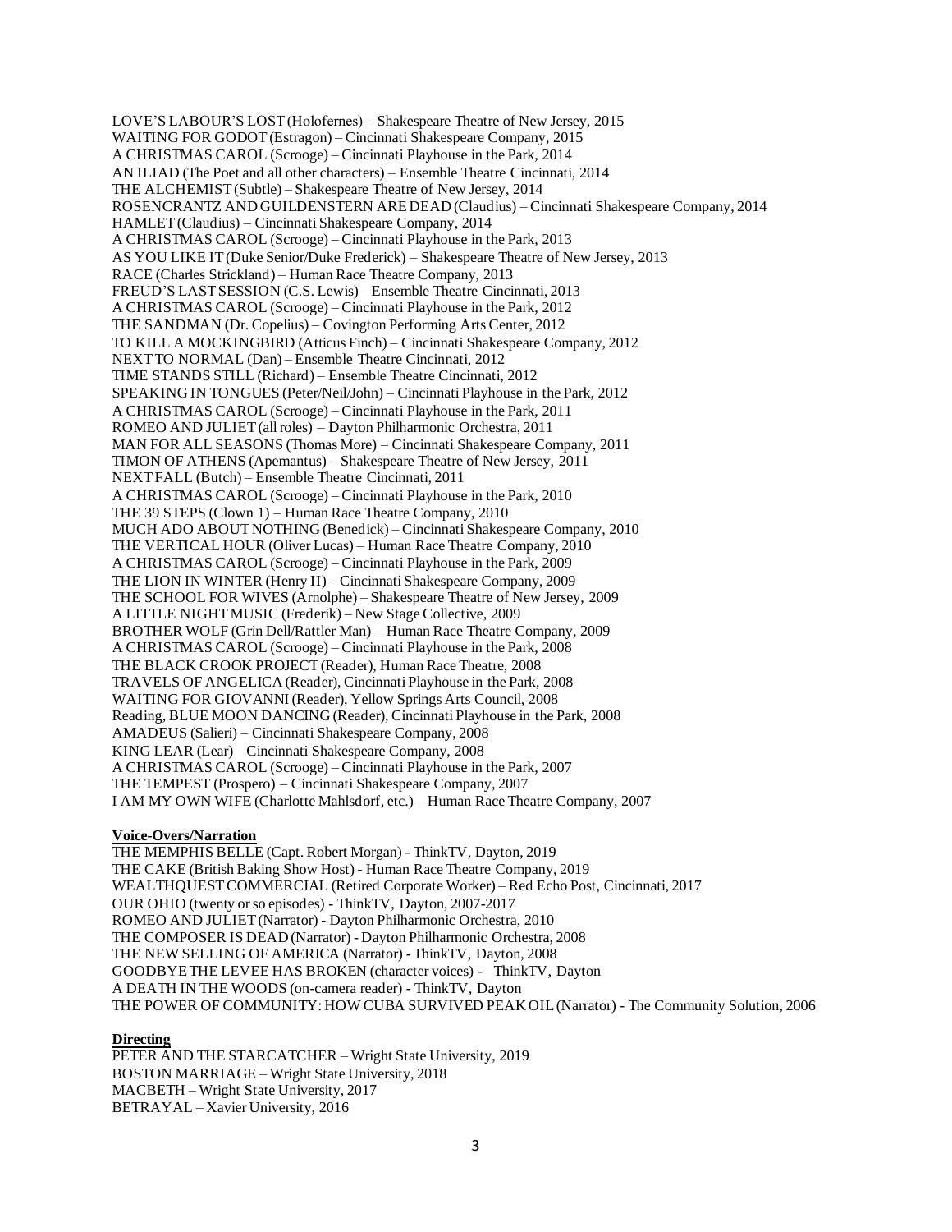LOVE'S LABOUR'S LOST (Holofernes) – Shakespeare Theatre of New Jersey, 2015
WAITING FOR GODOT (Estragon) – Cincinnati Shakespeare Company, 2015
A CHRISTMAS CAROL (Scrooge) – Cincinnati Playhouse in the Park, 2014
AN ILIAD (The Poet and all other characters) – Ensemble Theatre Cincinnati, 2014
THE ALCHEMIST (Subtle) – Shakespeare Theatre of New Jersey, 2014
ROSENCRANTZ AND GUILDENSTERN ARE DEAD (Claudius) – Cincinnati Shakespeare Company, 2014
HAMLET (Claudius) – Cincinnati Shakespeare Company, 2014
A CHRISTMAS CAROL (Scrooge) – Cincinnati Playhouse in the Park, 2013
AS YOU LIKE IT (Duke Senior/Duke Frederick) – Shakespeare Theatre of New Jersey, 2013
RACE (Charles Strickland) – Human Race Theatre Company, 2013
FREUD'S LAST SESSION (C.S. Lewis) – Ensemble Theatre Cincinnati, 2013
A CHRISTMAS CAROL (Scrooge) – Cincinnati Playhouse in the Park, 2012
THE SANDMAN (Dr. Copelius) – Covington Performing Arts Center, 2012
TO KILL A MOCKINGBIRD (Atticus Finch) – Cincinnati Shakespeare Company, 2012
NEXT TO NORMAL (Dan) – Ensemble Theatre Cincinnati, 2012
TIME STANDS STILL (Richard) – Ensemble Theatre Cincinnati, 2012
SPEAKING IN TONGUES (Peter/Neil/John) – Cincinnati Playhouse in the Park, 2012
A CHRISTMAS CAROL (Scrooge) – Cincinnati Playhouse in the Park, 2011
ROMEO AND JULIET (all roles) – Dayton Philharmonic Orchestra, 2011
MAN FOR ALL SEASONS (Thomas More) – Cincinnati Shakespeare Company, 2011
TIMON OF ATHENS (Apemantus) – Shakespeare Theatre of New Jersey, 2011
NEXT FALL (Butch) – Ensemble Theatre Cincinnati, 2011
A CHRISTMAS CAROL (Scrooge) – Cincinnati Playhouse in the Park, 2010
THE 39 STEPS (Clown 1) – Human Race Theatre Company, 2010
MUCH ADO ABOUT NOTHING (Benedick) – Cincinnati Shakespeare Company, 2010
THE VERTICAL HOUR (Oliver Lucas) – Human Race Theatre Company, 2010
A CHRISTMAS CAROL (Scrooge) – Cincinnati Playhouse in the Park, 2009
THE LION IN WINTER (Henry II) – Cincinnati Shakespeare Company, 2009
THE SCHOOL FOR WIVES (Arnolphe) – Shakespeare Theatre of New Jersey, 2009
A LITTLE NIGHT MUSIC (Frederik) – New Stage Collective, 2009
BROTHER WOLF (Grin Dell/Rattler Man) – Human Race Theatre Company, 2009
A CHRISTMAS CAROL (Scrooge) – Cincinnati Playhouse in the Park, 2008
THE BLACK CROOK PROJECT (Reader), Human Race Theatre, 2008
TRAVELS OF ANGELICA (Reader), Cincinnati Playhouse in the Park, 2008
WAITING FOR GIOVANNI (Reader), Yellow Springs Arts Council, 2008
Reading, BLUE MOON DANCING (Reader), Cincinnati Playhouse in the Park, 2008
AMADEUS (Salieri) – Cincinnati Shakespeare Company, 2008
KING LEAR (Lear) – Cincinnati Shakespeare Company, 2008
A CHRISTMAS CAROL (Scrooge) – Cincinnati Playhouse in the Park, 2007
THE TEMPEST (Prospero) – Cincinnati Shakespeare Company, 2007
I AM MY OWN WIFE (Charlotte Mahlsdorf, etc.) – Human Race Theatre Company, 2007

**Voice-Overs/Narration**

THE MEMPHIS BELLE (Capt. Robert Morgan) - ThinkTV, Dayton, 2019
THE CAKE (British Baking Show Host) - Human Race Theatre Company, 2019
WEALTHQUEST COMMERCIAL (Retired Corporate Worker) – Red Echo Post, Cincinnati, 2017
OUR OHIO (twenty or so episodes) - ThinkTV, Dayton, 2007-2017
ROMEO AND JULIET (Narrator) - Dayton Philharmonic Orchestra, 2010
THE COMPOSER IS DEAD (Narrator) - Dayton Philharmonic Orchestra, 2008
THE NEW SELLING OF AMERICA (Narrator) - ThinkTV, Dayton, 2008
GOODBYE THE LEVEE HAS BROKEN (character voices) - ThinkTV, Dayton
A DEATH IN THE WOODS (on-camera reader) - ThinkTV, Dayton
THE POWER OF COMMUNITY: HOW CUBA SURVIVED PEAK OIL (Narrator) - The Community Solution, 2006

**Directing**

PETER AND THE STARCATCHER – Wright State University, 2019
BOSTON MARRIAGE – Wright State University, 2018
MACBETH – Wright State University, 2017
BETRAYAL – Xavier University, 2016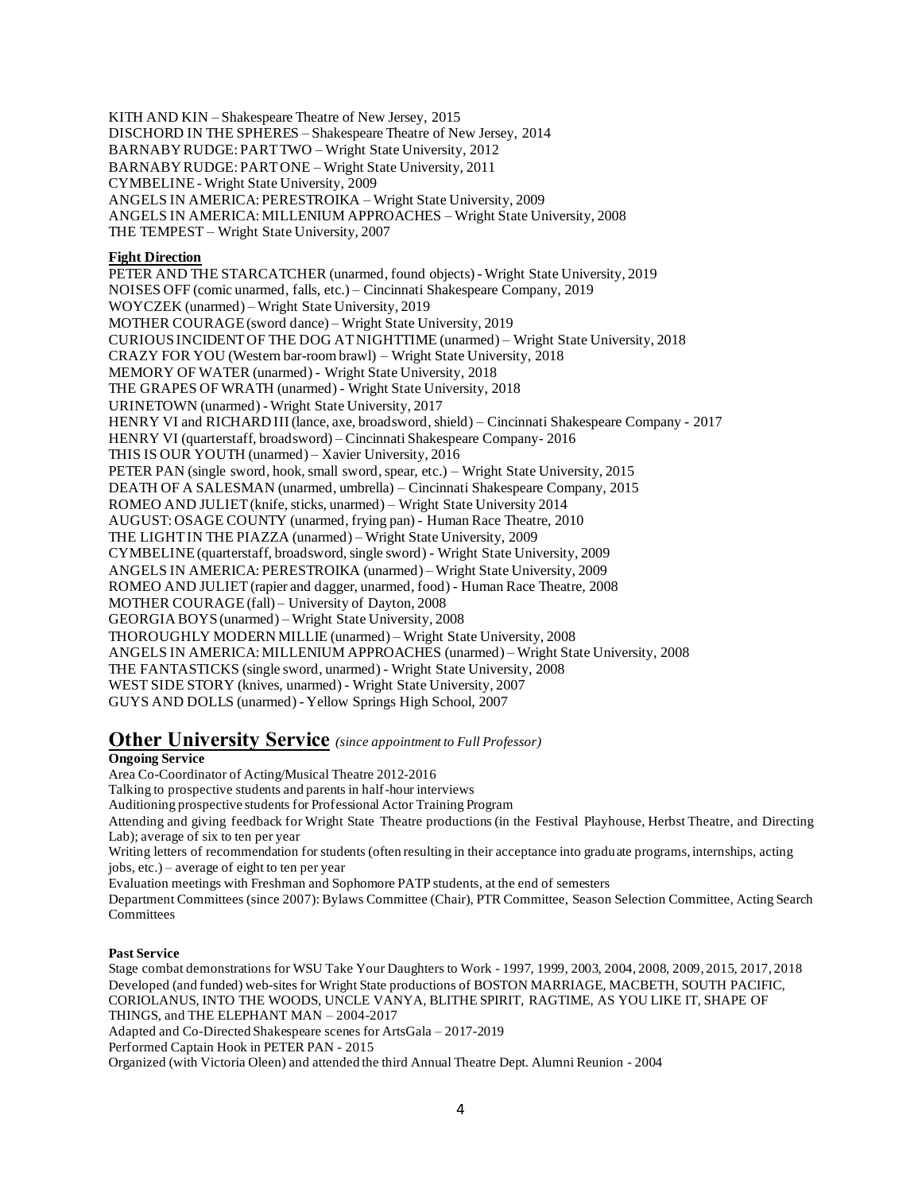KITH AND KIN – Shakespeare Theatre of New Jersey, 2015
DISCHORD IN THE SPHERES – Shakespeare Theatre of New Jersey, 2014
BARNABY RUDGE: PART TWO – Wright State University, 2012
BARNABY RUDGE: PART ONE – Wright State University, 2011
CYMBELINE - Wright State University, 2009
ANGELS IN AMERICA: PERESTROIKA – Wright State University, 2009
ANGELS IN AMERICA: MILLENIUM APPROACHES – Wright State University, 2008
THE TEMPEST – Wright State University, 2007

**Fight Direction**

PETER AND THE STARCATCHER (unarmed, found objects) - Wright State University, 2019
NOISES OFF (comic unarmed, falls, etc.) – Cincinnati Shakespeare Company, 2019
WOYCZEK (unarmed) – Wright State University, 2019
MOTHER COURAGE (sword dance) – Wright State University, 2019
CURIOUS INCIDENT OF THE DOG AT NIGHTTIME (unarmed) – Wright State University, 2018
CRAZY FOR YOU (Western bar-room brawl) – Wright State University, 2018
MEMORY OF WATER (unarmed) - Wright State University, 2018
THE GRAPES OF WRATH (unarmed) - Wright State University, 2018
URINETOWN (unarmed) - Wright State University, 2017
HENRY VI and RICHARD III (lance, axe, broadsword, shield) – Cincinnati Shakespeare Company - 2017
HENRY VI (quarterstaff, broadsword) – Cincinnati Shakespeare Company- 2016
THIS IS OUR YOUTH (unarmed) – Xavier University, 2016
PETER PAN (single sword, hook, small sword, spear, etc.) – Wright State University, 2015
DEATH OF A SALESMAN (unarmed, umbrella) – Cincinnati Shakespeare Company, 2015
ROMEO AND JULIET (knife, sticks, unarmed) – Wright State University 2014
AUGUST: OSAGE COUNTY (unarmed, frying pan) - Human Race Theatre, 2010
THE LIGHT IN THE PIAZZA (unarmed) – Wright State University, 2009
CYMBELINE (quarterstaff, broadsword, single sword) - Wright State University, 2009
ANGELS IN AMERICA: PERESTROIKA (unarmed) – Wright State University, 2009
ROMEO AND JULIET (rapier and dagger, unarmed, food) - Human Race Theatre, 2008
MOTHER COURAGE (fall) – University of Dayton, 2008
GEORGIA BOYS (unarmed) – Wright State University, 2008
THOROUGHLY MODERN MILLIE (unarmed) – Wright State University, 2008
ANGELS IN AMERICA: MILLENIUM APPROACHES (unarmed) – Wright State University, 2008
THE FANTASTICKS (single sword, unarmed) - Wright State University, 2008
WEST SIDE STORY (knives, unarmed) - Wright State University, 2007
GUYS AND DOLLS (unarmed) - Yellow Springs High School, 2007

## Other University Service *(since appointment to Full Professor)*

**Ongoing Service**

Area Co-Coordinator of Acting/Musical Theatre 2012-2016
Talking to prospective students and parents in half-hour interviews
Auditioning prospective students for Professional Actor Training Program
Attending and giving feedback for Wright State Theatre productions (in the Festival Playhouse, Herbst Theatre, and Directing Lab); average of six to ten per year
Writing letters of recommendation for students (often resulting in their acceptance into graduate programs, internships, acting jobs, etc.) – average of eight to ten per year
Evaluation meetings with Freshman and Sophomore PATP students, at the end of semesters
Department Committees (since 2007): Bylaws Committee (Chair), PTR Committee, Season Selection Committee, Acting Search Committees

**Past Service**

Stage combat demonstrations for WSU Take Your Daughters to Work - 1997, 1999, 2003, 2004, 2008, 2009, 2015, 2017, 2018
Developed (and funded) web-sites for Wright State productions of BOSTON MARRIAGE, MACBETH, SOUTH PACIFIC, CORIOLANUS, INTO THE WOODS, UNCLE VANYA, BLITHE SPIRIT, RAGTIME, AS YOU LIKE IT, SHAPE OF THINGS, and THE ELEPHANT MAN – 2004-2017
Adapted and Co-Directed Shakespeare scenes for ArtsGala – 2017-2019
Performed Captain Hook in PETER PAN - 2015
Organized (with Victoria Oleen) and attended the third Annual Theatre Dept. Alumni Reunion - 2004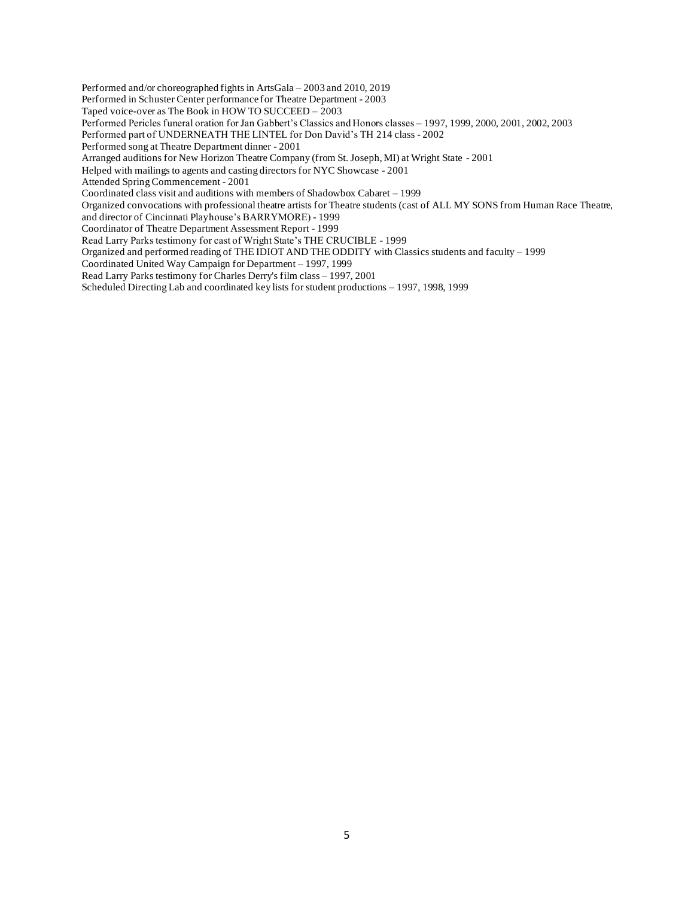Performed and/or choreographed fights in ArtsGala – 2003 and 2010, 2019
Performed in Schuster Center performance for Theatre Department - 2003
Taped voice-over as The Book in HOW TO SUCCEED – 2003
Performed Pericles funeral oration for Jan Gabbert's Classics and Honors classes – 1997, 1999, 2000, 2001, 2002, 2003
Performed part of UNDERNEATH THE LINTEL for Don David's TH 214 class - 2002
Performed song at Theatre Department dinner - 2001
Arranged auditions for New Horizon Theatre Company (from St. Joseph, MI) at Wright State - 2001
Helped with mailings to agents and casting directors for NYC Showcase - 2001
Attended Spring Commencement - 2001
Coordinated class visit and auditions with members of Shadowbox Cabaret – 1999
Organized convocations with professional theatre artists for Theatre students (cast of ALL MY SONS from Human Race Theatre, and director of Cincinnati Playhouse's BARRYMORE) - 1999
Coordinator of Theatre Department Assessment Report - 1999
Read Larry Parks testimony for cast of Wright State's THE CRUCIBLE - 1999
Organized and performed reading of THE IDIOT AND THE ODDITY with Classics students and faculty – 1999
Coordinated United Way Campaign for Department – 1997, 1999
Read Larry Parks testimony for Charles Derry's film class – 1997, 2001
Scheduled Directing Lab and coordinated key lists for student productions – 1997, 1998, 1999